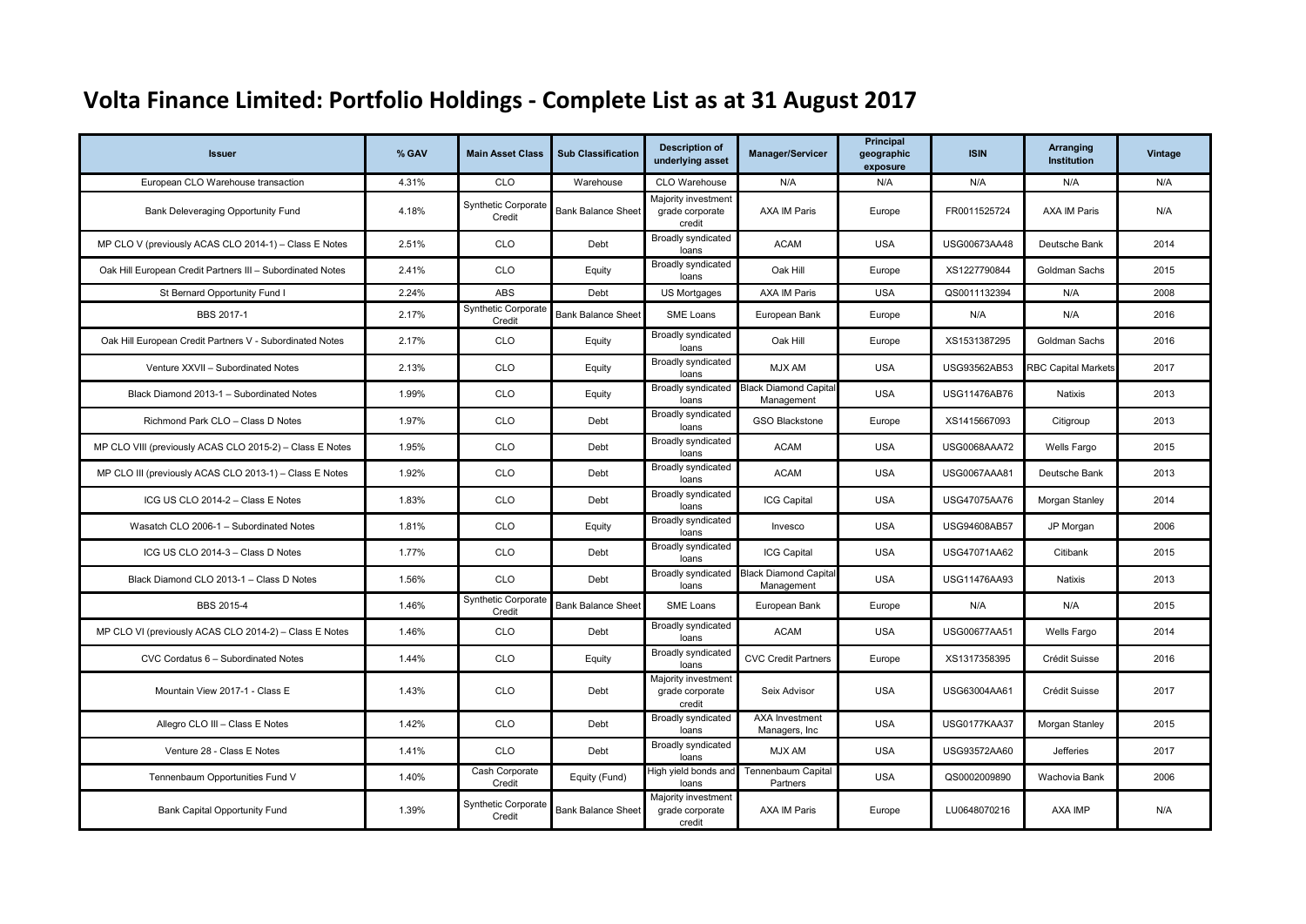# Volta Finance Limited: Portfolio Holdings - Complete List as at 31 August 2017

| Issuer | % GAV | Main Asset Class | Sub Classification | Description of underlying asset | Manager/Servicer | Principal geographic exposure | ISIN | Arranging Institution | Vintage |
|---|---|---|---|---|---|---|---|---|---|
| European CLO Warehouse transaction | 4.31% | CLO | Warehouse | CLO Warehouse | N/A | N/A | N/A | N/A | N/A |
| Bank Deleveraging Opportunity Fund | 4.18% | Synthetic Corporate Credit | Bank Balance Sheet | Majority investment grade corporate credit | AXA IM Paris | Europe | FR0011525724 | AXA IM Paris | N/A |
| MP CLO V (previously ACAS CLO 2014-1) – Class E Notes | 2.51% | CLO | Debt | Broadly syndicated loans | ACAM | USA | USG00673AA48 | Deutsche Bank | 2014 |
| Oak Hill European Credit Partners III – Subordinated Notes | 2.41% | CLO | Equity | Broadly syndicated loans | Oak Hill | Europe | XS1227790844 | Goldman Sachs | 2015 |
| St Bernard Opportunity Fund I | 2.24% | ABS | Debt | US Mortgages | AXA IM Paris | USA | QS0011132394 | N/A | 2008 |
| BBS 2017-1 | 2.17% | Synthetic Corporate Credit | Bank Balance Sheet | SME Loans | European Bank | Europe | N/A | N/A | 2016 |
| Oak Hill European Credit Partners V - Subordinated Notes | 2.17% | CLO | Equity | Broadly syndicated loans | Oak Hill | Europe | XS1531387295 | Goldman Sachs | 2016 |
| Venture XXVII – Subordinated Notes | 2.13% | CLO | Equity | Broadly syndicated loans | MJX AM | USA | USG93562AB53 | RBC Capital Markets | 2017 |
| Black Diamond 2013-1 – Subordinated Notes | 1.99% | CLO | Equity | Broadly syndicated loans | Black Diamond Capital Management | USA | USG11476AB76 | Natixis | 2013 |
| Richmond Park CLO – Class D Notes | 1.97% | CLO | Debt | Broadly syndicated loans | GSO Blackstone | Europe | XS1415667093 | Citigroup | 2013 |
| MP CLO VIII (previously ACAS CLO 2015-2) – Class E Notes | 1.95% | CLO | Debt | Broadly syndicated loans | ACAM | USA | USG0068AAA72 | Wells Fargo | 2015 |
| MP CLO III (previously ACAS CLO 2013-1) – Class E Notes | 1.92% | CLO | Debt | Broadly syndicated loans | ACAM | USA | USG0067AAA81 | Deutsche Bank | 2013 |
| ICG US CLO 2014-2 – Class E Notes | 1.83% | CLO | Debt | Broadly syndicated loans | ICG Capital | USA | USG47075AA76 | Morgan Stanley | 2014 |
| Wasatch CLO 2006-1 – Subordinated Notes | 1.81% | CLO | Equity | Broadly syndicated loans | Invesco | USA | USG94608AB57 | JP Morgan | 2006 |
| ICG US CLO 2014-3 – Class D Notes | 1.77% | CLO | Debt | Broadly syndicated loans | ICG Capital | USA | USG47071AA62 | Citibank | 2015 |
| Black Diamond CLO 2013-1 – Class D Notes | 1.56% | CLO | Debt | Broadly syndicated loans | Black Diamond Capital Management | USA | USG11476AA93 | Natixis | 2013 |
| BBS 2015-4 | 1.46% | Synthetic Corporate Credit | Bank Balance Sheet | SME Loans | European Bank | Europe | N/A | N/A | 2015 |
| MP CLO VI (previously ACAS CLO 2014-2) – Class E Notes | 1.46% | CLO | Debt | Broadly syndicated loans | ACAM | USA | USG00677AA51 | Wells Fargo | 2014 |
| CVC Cordatus 6 – Subordinated Notes | 1.44% | CLO | Equity | Broadly syndicated loans | CVC Credit Partners | Europe | XS1317358395 | Crédit Suisse | 2016 |
| Mountain View 2017-1 - Class E | 1.43% | CLO | Debt | Majority investment grade corporate credit | Seix Advisor | USA | USG63004AA61 | Crédit Suisse | 2017 |
| Allegro CLO III – Class E Notes | 1.42% | CLO | Debt | Broadly syndicated loans | AXA Investment Managers, Inc | USA | USG0177KAA37 | Morgan Stanley | 2015 |
| Venture 28 - Class E Notes | 1.41% | CLO | Debt | Broadly syndicated loans | MJX AM | USA | USG93572AA60 | Jefferies | 2017 |
| Tennenbaum Opportunities Fund V | 1.40% | Cash Corporate Credit | Equity (Fund) | High yield bonds and loans | Tennenbaum Capital Partners | USA | QS0002009890 | Wachovia Bank | 2006 |
| Bank Capital Opportunity Fund | 1.39% | Synthetic Corporate Credit | Bank Balance Sheet | Majority investment grade corporate credit | AXA IM Paris | Europe | LU0648070216 | AXA IMP | N/A |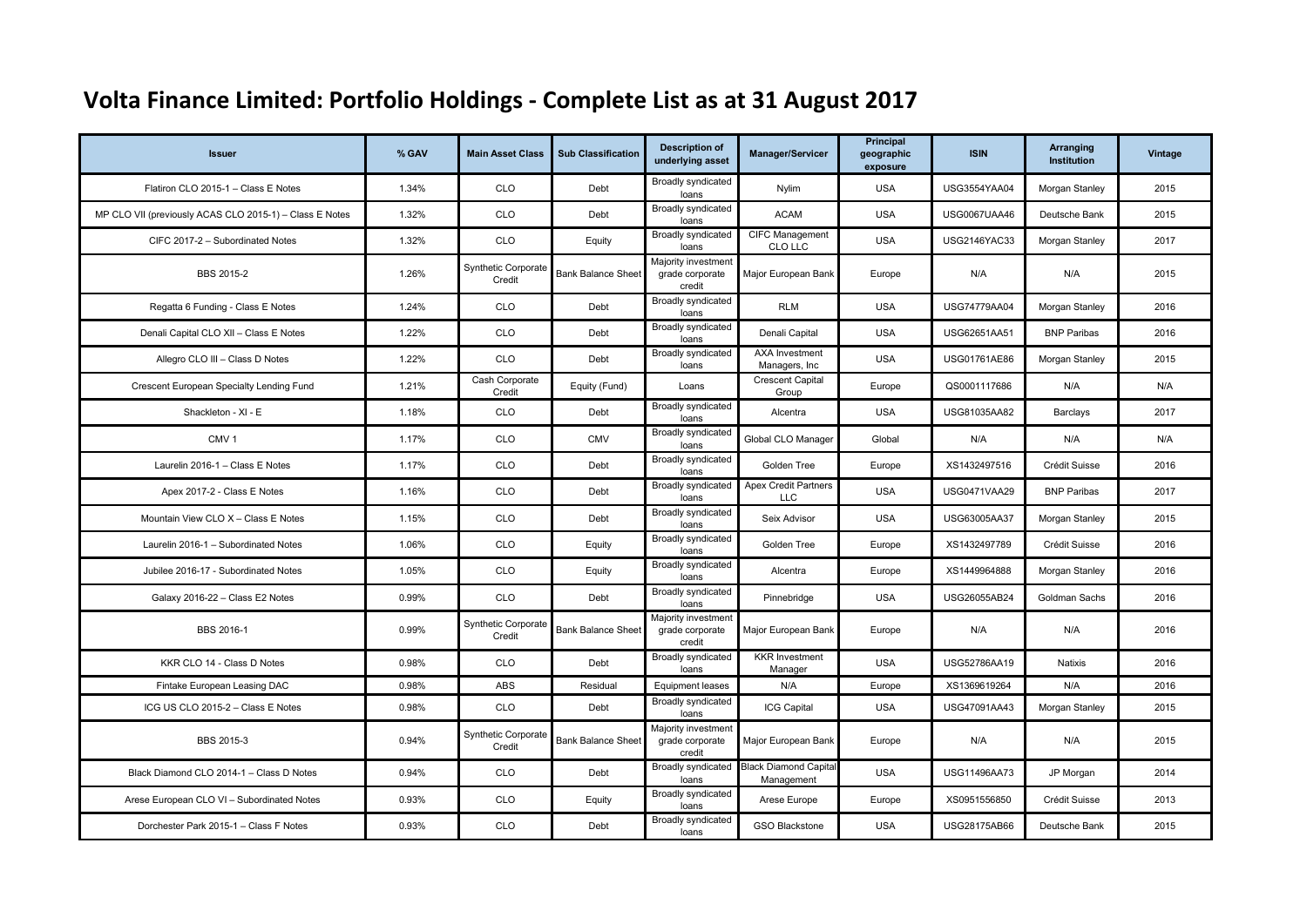# Volta Finance Limited: Portfolio Holdings - Complete List as at 31 August 2017

| Issuer | % GAV | Main Asset Class | Sub Classification | Description of underlying asset | Manager/Servicer | Principal geographic exposure | ISIN | Arranging Institution | Vintage |
|---|---|---|---|---|---|---|---|---|---|
| Flatiron CLO 2015-1 – Class E Notes | 1.34% | CLO | Debt | Broadly syndicated loans | Nylim | USA | USG3554YAA04 | Morgan Stanley | 2015 |
| MP CLO VII (previously ACAS CLO 2015-1) – Class E Notes | 1.32% | CLO | Debt | Broadly syndicated loans | ACAM | USA | USG0067UAA46 | Deutsche Bank | 2015 |
| CIFC 2017-2 – Subordinated Notes | 1.32% | CLO | Equity | Broadly syndicated loans | CIFC Management CLO LLC | USA | USG2146YAC33 | Morgan Stanley | 2017 |
| BBS 2015-2 | 1.26% | Synthetic Corporate Credit | Bank Balance Sheet | Majority investment grade corporate credit | Major European Bank | Europe | N/A | N/A | 2015 |
| Regatta 6 Funding - Class E Notes | 1.24% | CLO | Debt | Broadly syndicated loans | RLM | USA | USG74779AA04 | Morgan Stanley | 2016 |
| Denali Capital CLO XII – Class E Notes | 1.22% | CLO | Debt | Broadly syndicated loans | Denali Capital | USA | USG62651AA51 | BNP Paribas | 2016 |
| Allegro CLO III – Class D Notes | 1.22% | CLO | Debt | Broadly syndicated loans | AXA Investment Managers, Inc | USA | USG01761AE86 | Morgan Stanley | 2015 |
| Crescent European Specialty Lending Fund | 1.21% | Cash Corporate Credit | Equity (Fund) | Loans | Crescent Capital Group | Europe | QS0001117686 | N/A | N/A |
| Shackleton - XI - E | 1.18% | CLO | Debt | Broadly syndicated loans | Alcentra | USA | USG81035AA82 | Barclays | 2017 |
| CMV 1 | 1.17% | CLO | CMV | Broadly syndicated loans | Global CLO Manager | Global | N/A | N/A | N/A |
| Laurelin 2016-1 – Class E Notes | 1.17% | CLO | Debt | Broadly syndicated loans | Golden Tree | Europe | XS1432497516 | Crédit Suisse | 2016 |
| Apex 2017-2 - Class E Notes | 1.16% | CLO | Debt | Broadly syndicated loans | Apex Credit Partners LLC | USA | USG0471VAA29 | BNP Paribas | 2017 |
| Mountain View CLO X – Class E Notes | 1.15% | CLO | Debt | Broadly syndicated loans | Seix Advisor | USA | USG63005AA37 | Morgan Stanley | 2015 |
| Laurelin 2016-1 – Subordinated Notes | 1.06% | CLO | Equity | Broadly syndicated loans | Golden Tree | Europe | XS1432497789 | Crédit Suisse | 2016 |
| Jubilee 2016-17 - Subordinated Notes | 1.05% | CLO | Equity | Broadly syndicated loans | Alcentra | Europe | XS1449964888 | Morgan Stanley | 2016 |
| Galaxy 2016-22 – Class E2 Notes | 0.99% | CLO | Debt | Broadly syndicated loans | Pinnebridge | USA | USG26055AB24 | Goldman Sachs | 2016 |
| BBS 2016-1 | 0.99% | Synthetic Corporate Credit | Bank Balance Sheet | Majority investment grade corporate credit | Major European Bank | Europe | N/A | N/A | 2016 |
| KKR CLO 14 - Class D Notes | 0.98% | CLO | Debt | Broadly syndicated loans | KKR Investment Manager | USA | USG52786AA19 | Natixis | 2016 |
| Fintake European Leasing DAC | 0.98% | ABS | Residual | Equipment leases | N/A | Europe | XS1369619264 | N/A | 2016 |
| ICG US CLO 2015-2 – Class E Notes | 0.98% | CLO | Debt | Broadly syndicated loans | ICG Capital | USA | USG47091AA43 | Morgan Stanley | 2015 |
| BBS 2015-3 | 0.94% | Synthetic Corporate Credit | Bank Balance Sheet | Majority investment grade corporate credit | Major European Bank | Europe | N/A | N/A | 2015 |
| Black Diamond CLO 2014-1 – Class D Notes | 0.94% | CLO | Debt | Broadly syndicated loans | Black Diamond Capital Management | USA | USG11496AA73 | JP Morgan | 2014 |
| Arese European CLO VI – Subordinated Notes | 0.93% | CLO | Equity | Broadly syndicated loans | Arese Europe | Europe | XS0951556850 | Crédit Suisse | 2013 |
| Dorchester Park 2015-1 – Class F Notes | 0.93% | CLO | Debt | Broadly syndicated loans | GSO Blackstone | USA | USG28175AB66 | Deutsche Bank | 2015 |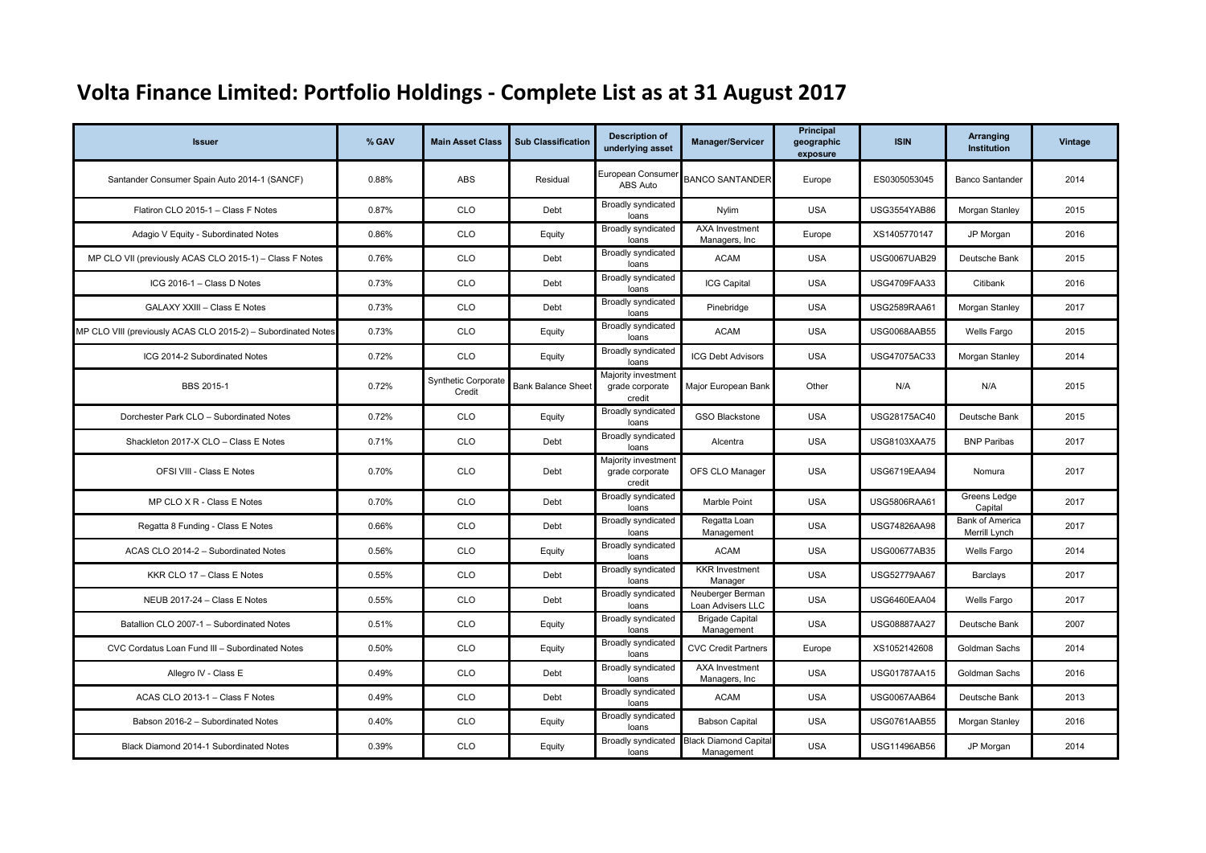# Volta Finance Limited: Portfolio Holdings - Complete List as at 31 August 2017

| Issuer | % GAV | Main Asset Class | Sub Classification | Description of underlying asset | Manager/Servicer | Principal geographic exposure | ISIN | Arranging Institution | Vintage |
|---|---|---|---|---|---|---|---|---|---|
| Santander Consumer Spain Auto 2014-1 (SANCF) | 0.88% | ABS | Residual | European Consumer ABS Auto | BANCO SANTANDER | Europe | ES0305053045 | Banco Santander | 2014 |
| Flatiron CLO 2015-1 – Class F Notes | 0.87% | CLO | Debt | Broadly syndicated loans | Nylim | USA | USG3554YAB86 | Morgan Stanley | 2015 |
| Adagio V Equity - Subordinated Notes | 0.86% | CLO | Equity | Broadly syndicated loans | AXA Investment Managers, Inc | Europe | XS1405770147 | JP Morgan | 2016 |
| MP CLO VII (previously ACAS CLO 2015-1) – Class F Notes | 0.76% | CLO | Debt | Broadly syndicated loans | ACAM | USA | USG0067UAB29 | Deutsche Bank | 2015 |
| ICG 2016-1 – Class D Notes | 0.73% | CLO | Debt | Broadly syndicated loans | ICG Capital | USA | USG4709FAA33 | Citibank | 2016 |
| GALAXY XXIII – Class E Notes | 0.73% | CLO | Debt | Broadly syndicated loans | Pinebridge | USA | USG2589RAA61 | Morgan Stanley | 2017 |
| MP CLO VIII (previously ACAS CLO 2015-2) – Subordinated Notes | 0.73% | CLO | Equity | Broadly syndicated loans | ACAM | USA | USG0068AAB55 | Wells Fargo | 2015 |
| ICG 2014-2 Subordinated Notes | 0.72% | CLO | Equity | Broadly syndicated loans | ICG Debt Advisors | USA | USG47075AC33 | Morgan Stanley | 2014 |
| BBS 2015-1 | 0.72% | Synthetic Corporate Credit | Bank Balance Sheet | Majority investment grade corporate credit | Major European Bank | Other | N/A | N/A | 2015 |
| Dorchester Park CLO – Subordinated Notes | 0.72% | CLO | Equity | Broadly syndicated loans | GSO Blackstone | USA | USG28175AC40 | Deutsche Bank | 2015 |
| Shackleton 2017-X CLO – Class E Notes | 0.71% | CLO | Debt | Broadly syndicated loans | Alcentra | USA | USG8103XAA75 | BNP Paribas | 2017 |
| OFSI VIII - Class E Notes | 0.70% | CLO | Debt | Majority investment grade corporate credit | OFS CLO Manager | USA | USG6719EAA94 | Nomura | 2017 |
| MP CLO X R - Class E Notes | 0.70% | CLO | Debt | Broadly syndicated loans | Marble Point | USA | USG5806RAA61 | Greens Ledge Capital | 2017 |
| Regatta 8 Funding - Class E Notes | 0.66% | CLO | Debt | Broadly syndicated loans | Regatta Loan Management | USA | USG74826AA98 | Bank of America Merrill Lynch | 2017 |
| ACAS CLO 2014-2 – Subordinated Notes | 0.56% | CLO | Equity | Broadly syndicated loans | ACAM | USA | USG00677AB35 | Wells Fargo | 2014 |
| KKR CLO 17 – Class E Notes | 0.55% | CLO | Debt | Broadly syndicated loans | KKR Investment Manager | USA | USG52779AA67 | Barclays | 2017 |
| NEUB 2017-24 – Class E Notes | 0.55% | CLO | Debt | Broadly syndicated loans | Neuberger Berman Loan Advisers LLC | USA | USG6460EAA04 | Wells Fargo | 2017 |
| Batallion CLO 2007-1 – Subordinated Notes | 0.51% | CLO | Equity | Broadly syndicated loans | Brigade Capital Management | USA | USG08887AA27 | Deutsche Bank | 2007 |
| CVC Cordatus Loan Fund III – Subordinated Notes | 0.50% | CLO | Equity | Broadly syndicated loans | CVC Credit Partners | Europe | XS1052142608 | Goldman Sachs | 2014 |
| Allegro IV - Class E | 0.49% | CLO | Debt | Broadly syndicated loans | AXA Investment Managers, Inc | USA | USG01787AA15 | Goldman Sachs | 2016 |
| ACAS CLO 2013-1 – Class F Notes | 0.49% | CLO | Debt | Broadly syndicated loans | ACAM | USA | USG0067AAB64 | Deutsche Bank | 2013 |
| Babson 2016-2 – Subordinated Notes | 0.40% | CLO | Equity | Broadly syndicated loans | Babson Capital | USA | USG0761AAB55 | Morgan Stanley | 2016 |
| Black Diamond 2014-1 Subordinated Notes | 0.39% | CLO | Equity | Broadly syndicated loans | Black Diamond Capital Management | USA | USG11496AB56 | JP Morgan | 2014 |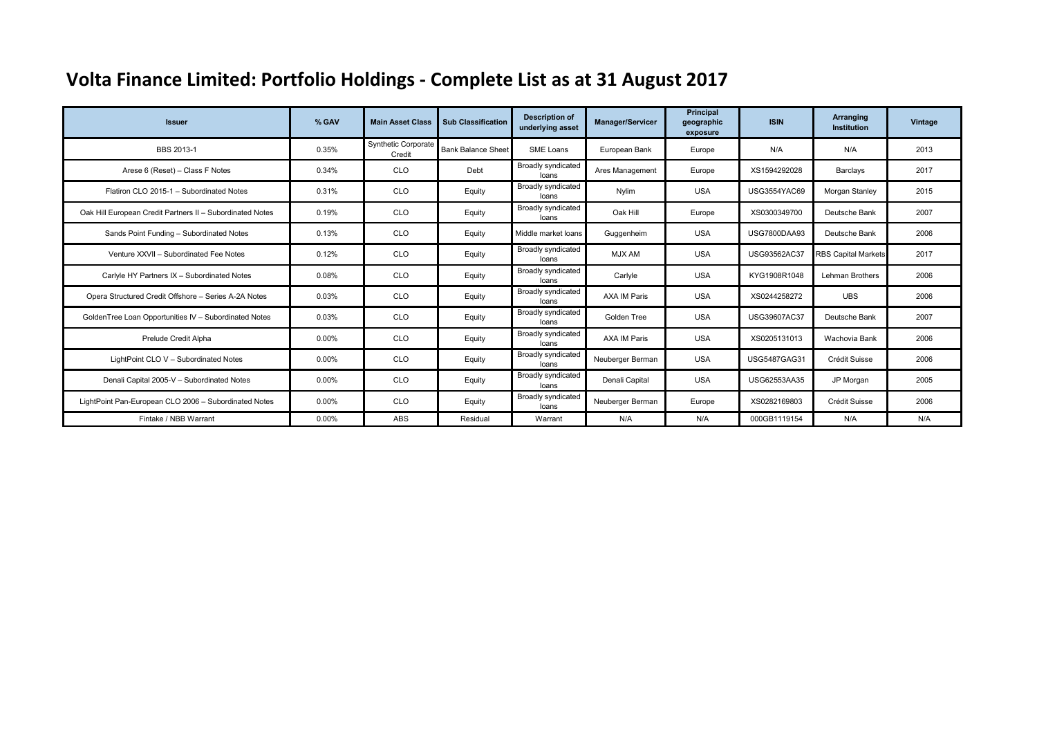# Volta Finance Limited: Portfolio Holdings - Complete List as at 31 August 2017

| Issuer | % GAV | Main Asset Class | Sub Classification | Description of underlying asset | Manager/Servicer | Principal geographic exposure | ISIN | Arranging Institution | Vintage |
|---|---|---|---|---|---|---|---|---|---|
| BBS 2013-1 | 0.35% | Synthetic Corporate Credit | Bank Balance Sheet | SME Loans | European Bank | Europe | N/A | N/A | 2013 |
| Arese 6 (Reset) – Class F Notes | 0.34% | CLO | Debt | Broadly syndicated loans | Ares Management | Europe | XS1594292028 | Barclays | 2017 |
| Flatiron CLO 2015-1 – Subordinated Notes | 0.31% | CLO | Equity | Broadly syndicated loans | Nylim | USA | USG3554YAC69 | Morgan Stanley | 2015 |
| Oak Hill European Credit Partners II – Subordinated Notes | 0.19% | CLO | Equity | Broadly syndicated loans | Oak Hill | Europe | XS0300349700 | Deutsche Bank | 2007 |
| Sands Point Funding – Subordinated Notes | 0.13% | CLO | Equity | Middle market loans | Guggenheim | USA | USG7800DAA93 | Deutsche Bank | 2006 |
| Venture XXVII – Subordinated Fee Notes | 0.12% | CLO | Equity | Broadly syndicated loans | MJX AM | USA | USG93562AC37 | RBS Capital Markets | 2017 |
| Carlyle HY Partners IX – Subordinated Notes | 0.08% | CLO | Equity | Broadly syndicated loans | Carlyle | USA | KYG1908R1048 | Lehman Brothers | 2006 |
| Opera Structured Credit Offshore – Series A-2A Notes | 0.03% | CLO | Equity | Broadly syndicated loans | AXA IM Paris | USA | XS0244258272 | UBS | 2006 |
| GoldenTree Loan Opportunities IV – Subordinated Notes | 0.03% | CLO | Equity | Broadly syndicated loans | Golden Tree | USA | USG39607AC37 | Deutsche Bank | 2007 |
| Prelude Credit Alpha | 0.00% | CLO | Equity | Broadly syndicated loans | AXA IM Paris | USA | XS0205131013 | Wachovia Bank | 2006 |
| LightPoint CLO V – Subordinated Notes | 0.00% | CLO | Equity | Broadly syndicated loans | Neuberger Berman | USA | USG5487GAG31 | Crédit Suisse | 2006 |
| Denali Capital 2005-V – Subordinated Notes | 0.00% | CLO | Equity | Broadly syndicated loans | Denali Capital | USA | USG62553AA35 | JP Morgan | 2005 |
| LightPoint Pan-European CLO 2006 – Subordinated Notes | 0.00% | CLO | Equity | Broadly syndicated loans | Neuberger Berman | Europe | XS0282169803 | Crédit Suisse | 2006 |
| Fintake / NBB Warrant | 0.00% | ABS | Residual | Warrant | N/A | N/A | 000GB1119154 | N/A | N/A |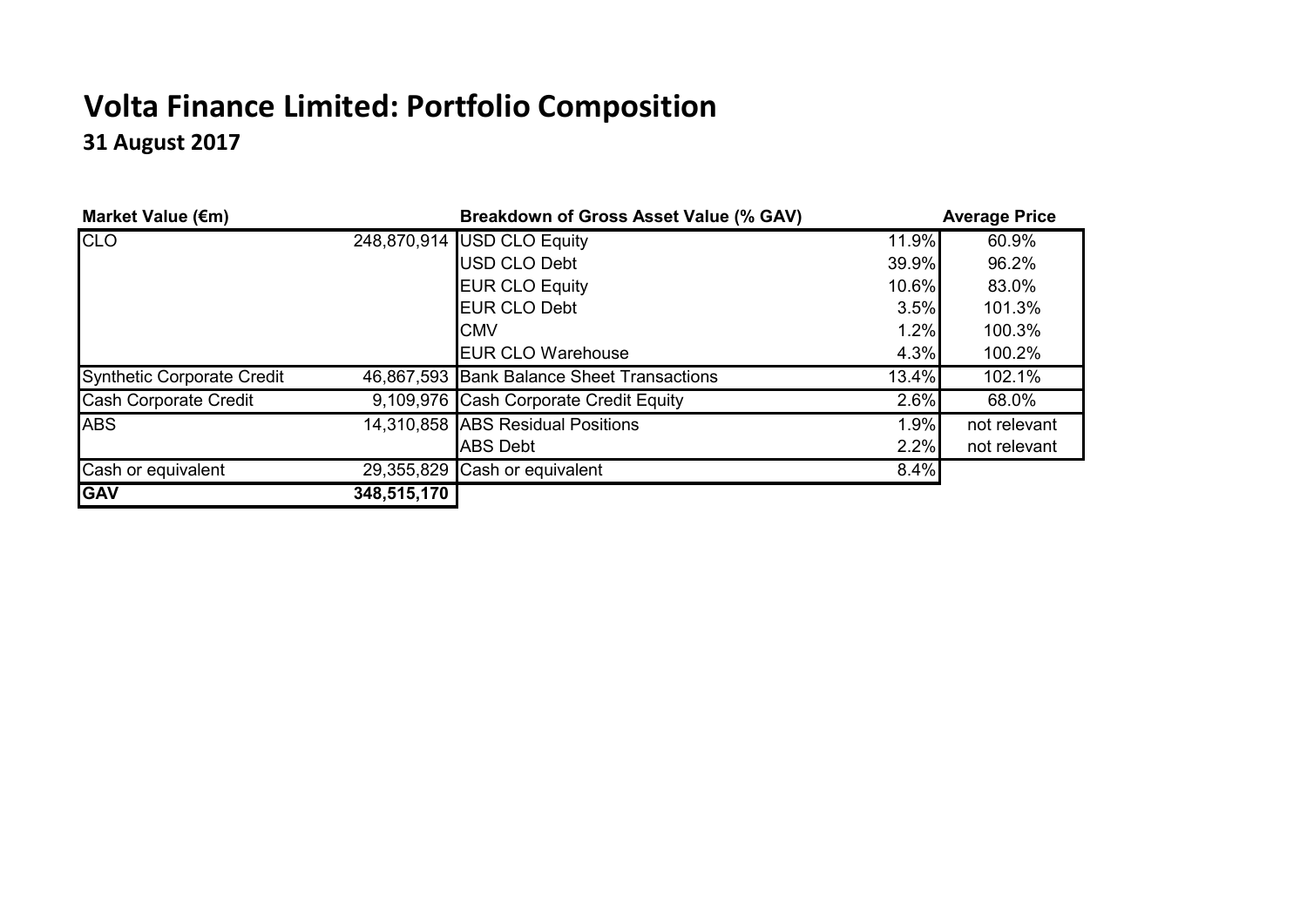# Volta Finance Limited: Portfolio Composition

## 31 August 2017

| Market Value (€m) | | Breakdown of Gross Asset Value (% GAV) | | Average Price |
|---|---|---|---|---|
| CLO | 248,870,914 | USD CLO Equity | 11.9% | 60.9% |
| | | USD CLO Debt | 39.9% | 96.2% |
| | | EUR CLO Equity | 10.6% | 83.0% |
| | | EUR CLO Debt | 3.5% | 101.3% |
| | | CMV | 1.2% | 100.3% |
| | | EUR CLO Warehouse | 4.3% | 100.2% |
| Synthetic Corporate Credit | 46,867,593 | Bank Balance Sheet Transactions | 13.4% | 102.1% |
| Cash Corporate Credit | 9,109,976 | Cash Corporate Credit Equity | 2.6% | 68.0% |
| ABS | 14,310,858 | ABS Residual Positions | 1.9% | not relevant |
| | | ABS Debt | 2.2% | not relevant |
| Cash or equivalent | 29,355,829 | Cash or equivalent | 8.4% | |
| **GAV** | **348,515,170** | | | |